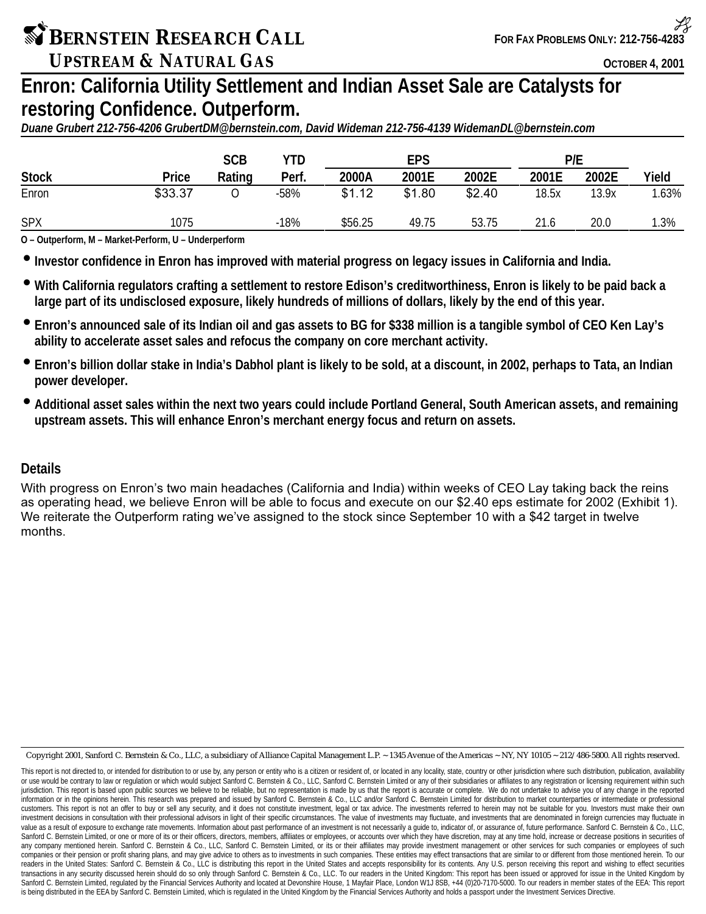# BERNSTEIN RESEARCH CALL

## UPSTREAM & NATURAL GAS

FOR FAX PROBLEMS ONLY: 212-756-4283

OCTOBER 4, 2001

# Enron: California Utility Settlement and Indian Asset Sale are Catalysts for restoring Confidence. Outperform.

*Duane Grubert 212-756-4206 GrubertDM@bernstein.com, David Wideman 212-756-4139 WidemanDL@bernstein.com*

| | | SCB | YTD | EPS | | | P/E | | |
|---|---|---|---|---|---|---|---|---|---|
| Stock | Price | Rating | Perf. | 2000A | 2001E | 2002E | 2001E | 2002E | Yield |
| Enron | $33.37 | O | -58% | $1.12 | $1.80 | $2.40 | 18.5x | 13.9x | 1.63% |
| SPX | 1075 | | -18% | $56.25 | 49.75 | 53.75 | 21.6 | 20.0 | 1.3% |

O – Outperform, M – Market-Perform, U – Underperform

- **Investor confidence in Enron has improved with material progress on legacy issues in California and India.**
- **With California regulators crafting a settlement to restore Edison's creditworthiness, Enron is likely to be paid back a large part of its undisclosed exposure, likely hundreds of millions of dollars, likely by the end of this year.**
- **Enron's announced sale of its Indian oil and gas assets to BG for $338 million is a tangible symbol of CEO Ken Lay's ability to accelerate asset sales and refocus the company on core merchant activity.**
- **Enron's billion dollar stake in India's Dabhol plant is likely to be sold, at a discount, in 2002, perhaps to Tata, an Indian power developer.**
- **Additional asset sales within the next two years could include Portland General, South American assets, and remaining upstream assets. This will enhance Enron's merchant energy focus and return on assets.**

### Details

With progress on Enron's two main headaches (California and India) within weeks of CEO Lay taking back the reins as operating head, we believe Enron will be able to focus and execute on our $2.40 eps estimate for 2002 (Exhibit 1). We reiterate the Outperform rating we've assigned to the stock since September 10 with a $42 target in twelve months.

Copyright 2001, Sanford C. Bernstein & Co., LLC, a subsidiary of Alliance Capital Management L.P. ~ 1345 Avenue of the Americas ~ NY, NY 10105 ~ 212/486-5800. All rights reserved.

This report is not directed to, or intended for distribution to or use by, any person or entity who is a citizen or resident of, or located in any locality, state, country or other jurisdiction where such distribution, publication, availability or use would be contrary to law or regulation or which would subject Sanford C. Bernstein & Co., LLC, Sanford C. Bernstein Limited or any of their subsidiaries or affiliates to any registration or licensing requirement within such jurisdiction. This report is based upon public sources we believe to be reliable, but no representation is made by us that the report is accurate or complete. We do not undertake to advise you of any change in the reported information or in the opinions herein. This research was prepared and issued by Sanford C. Bernstein & Co., LLC and/or Sanford C. Bernstein Limited for distribution to market counterparties or intermediate or professional customers. This report is not an offer to buy or sell any security, and it does not constitute investment, legal or tax advice. The investments referred to herein may not be suitable for you. Investors must make their own investment decisions in consultation with their professional advisors in light of their specific circumstances. The value of investments may fluctuate, and investments that are denominated in foreign currencies may fluctuate in value as a result of exposure to exchange rate movements. Information about past performance of an investment is not necessarily a guide to, indicator of, or assurance of, future performance. Sanford C. Bernstein & Co., LLC, Sanford C. Bernstein Limited, or one or more of its or their officers, directors, members, affiliates or employees, or accounts over which they have discretion, may at any time hold, increase or decrease positions in securities of any company mentioned herein. Sanford C. Bernstein & Co., LLC, Sanford C. Bernstein Limited, or its or their affiliates may provide investment management or other services for such companies or employees of such companies or their pension or profit sharing plans, and may give advice to others as to investments in such companies. These entities may effect transactions that are similar to or different from those mentioned herein. To our readers in the United States: Sanford C. Bernstein & Co., LLC is distributing this report in the United States and accepts responsibility for its contents. Any U.S. person receiving this report and wishing to effect securities transactions in any security discussed herein should do so only through Sanford C. Bernstein & Co., LLC. To our readers in the United Kingdom: This report has been issued or approved for issue in the United Kingdom by Sanford C. Bernstein Limited, regulated by the Financial Services Authority and located at Devonshire House, 1 Mayfair Place, London W1J 8SB, +44 (0)20-7170-5000. To our readers in member states of the EEA: This report is being distributed in the EEA by Sanford C. Bernstein Limited, which is regulated in the United Kingdom by the Financial Services Authority and holds a passport under the Investment Services Directive.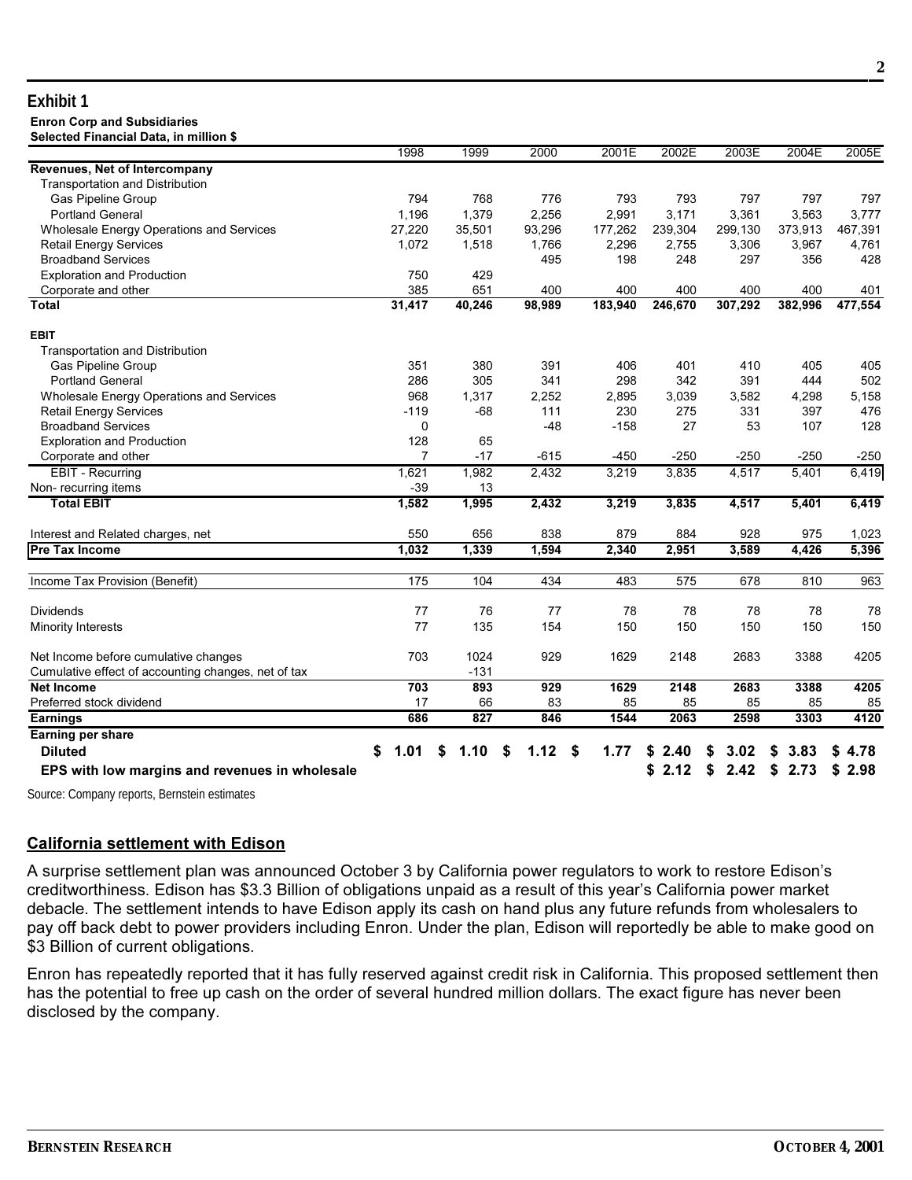## Exhibit 1

**Enron Corp and Subsidiaries**
**Selected Financial Data, in million $**

| | 1998 | 1999 | 2000 | 2001E | 2002E | 2003E | 2004E | 2005E |
|---|---|---|---|---|---|---|---|---|
| **Revenues, Net of Intercompany** | | | | | | | | |
| Transportation and Distribution | | | | | | | | |
| Gas Pipeline Group | 794 | 768 | 776 | 793 | 793 | 797 | 797 | 797 |
| Portland General | 1,196 | 1,379 | 2,256 | 2,991 | 3,171 | 3,361 | 3,563 | 3,777 |
| Wholesale Energy Operations and Services | 27,220 | 35,501 | 93,296 | 177,262 | 239,304 | 299,130 | 373,913 | 467,391 |
| Retail Energy Services | 1,072 | 1,518 | 1,766 | 2,296 | 2,755 | 3,306 | 3,967 | 4,761 |
| Broadband Services | | | 495 | 198 | 248 | 297 | 356 | 428 |
| Exploration and Production | 750 | 429 | | | | | | |
| Corporate and other | 385 | 651 | 400 | 400 | 400 | 400 | 400 | 401 |
| **Total** | **31,417** | **40,246** | **98,989** | **183,940** | **246,670** | **307,292** | **382,996** | **477,554** |
| | | | | | | | | |
| **EBIT** | | | | | | | | |
| Transportation and Distribution | | | | | | | | |
| Gas Pipeline Group | 351 | 380 | 391 | 406 | 401 | 410 | 405 | 405 |
| Portland General | 286 | 305 | 341 | 298 | 342 | 391 | 444 | 502 |
| Wholesale Energy Operations and Services | 968 | 1,317 | 2,252 | 2,895 | 3,039 | 3,582 | 4,298 | 5,158 |
| Retail Energy Services | -119 | -68 | 111 | 230 | 275 | 331 | 397 | 476 |
| Broadband Services | 0 | | -48 | -158 | 27 | 53 | 107 | 128 |
| Exploration and Production | 128 | 65 | | | | | | |
| Corporate and other | 7 | -17 | -615 | -450 | -250 | -250 | -250 | -250 |
| EBIT - Recurring | 1,621 | 1,982 | 2,432 | 3,219 | 3,835 | 4,517 | 5,401 | 6,419 |
| Non- recurring items | -39 | 13 | | | | | | |
| **Total EBIT** | **1,582** | **1,995** | **2,432** | **3,219** | **3,835** | **4,517** | **5,401** | **6,419** |
| | | | | | | | | |
| Interest and Related charges, net | 550 | 656 | 838 | 879 | 884 | 928 | 975 | 1,023 |
| **Pre Tax Income** | **1,032** | **1,339** | **1,594** | **2,340** | **2,951** | **3,589** | **4,426** | **5,396** |
| | | | | | | | | |
| Income Tax Provision (Benefit) | 175 | 104 | 434 | 483 | 575 | 678 | 810 | 963 |
| | | | | | | | | |
| Dividends | 77 | 76 | 77 | 78 | 78 | 78 | 78 | 78 |
| Minority Interests | 77 | 135 | 154 | 150 | 150 | 150 | 150 | 150 |
| | | | | | | | | |
| Net Income before cumulative changes | 703 | 1024 | 929 | 1629 | 2148 | 2683 | 3388 | 4205 |
| Cumulative effect of accounting changes, net of tax | | -131 | | | | | | |
| **Net Income** | **703** | **893** | **929** | **1629** | **2148** | **2683** | **3388** | **4205** |
| Preferred stock dividend | 17 | 66 | 83 | 85 | 85 | 85 | 85 | 85 |
| **Earnings** | **686** | **827** | **846** | **1544** | **2063** | **2598** | **3303** | **4120** |
| **Earning per share** | | | | | | | | |
| **Diluted** | **$ 1.01** | **$ 1.10** | **$ 1.12** | **$ 1.77** | **$ 2.40** | **$ 3.02** | **$ 3.83** | **$ 4.78** |
| **EPS with low margins and revenues in wholesale** | | | | | **$ 2.12** | **$ 2.42** | **$ 2.73** | **$ 2.98** |

Source: Company reports, Bernstein estimates

### California settlement with Edison

A surprise settlement plan was announced October 3 by California power regulators to work to restore Edison's creditworthiness. Edison has $3.3 Billion of obligations unpaid as a result of this year's California power market debacle. The settlement intends to have Edison apply its cash on hand plus any future refunds from wholesalers to pay off back debt to power providers including Enron. Under the plan, Edison will reportedly be able to make good on $3 Billion of current obligations.

Enron has repeatedly reported that it has fully reserved against credit risk in California. This proposed settlement then has the potential to free up cash on the order of several hundred million dollars. The exact figure has never been disclosed by the company.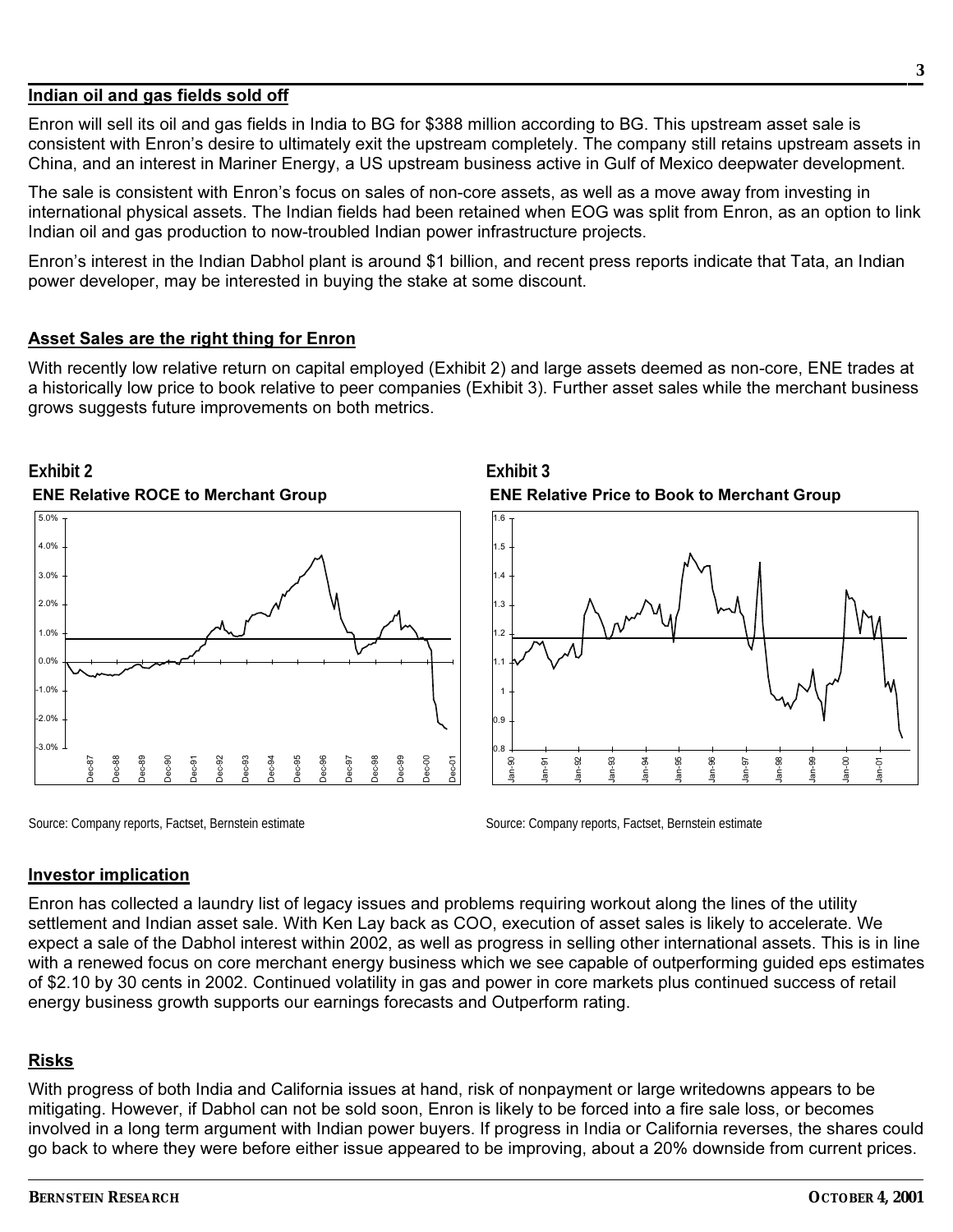## Indian oil and gas fields sold off

Enron will sell its oil and gas fields in India to BG for $388 million according to BG. This upstream asset sale is consistent with Enron's desire to ultimately exit the upstream completely. The company still retains upstream assets in China, and an interest in Mariner Energy, a US upstream business active in Gulf of Mexico deepwater development.

The sale is consistent with Enron's focus on sales of non-core assets, as well as a move away from investing in international physical assets. The Indian fields had been retained when EOG was split from Enron, as an option to link Indian oil and gas production to now-troubled Indian power infrastructure projects.

Enron's interest in the Indian Dabhol plant is around $1 billion, and recent press reports indicate that Tata, an Indian power developer, may be interested in buying the stake at some discount.

## Asset Sales are the right thing for Enron

With recently low relative return on capital employed (Exhibit 2) and large assets deemed as non-core, ENE trades at a historically low price to book relative to peer companies (Exhibit 3). Further asset sales while the merchant business grows suggests future improvements on both metrics.

**Exhibit 2**

**ENE Relative ROCE to Merchant Group**

5.0%
4.0%
3.0%
2.0%
1.0%
0.0%
-1.0%
-2.0%
-3.0%

Dec-87 Dec-88 Dec-89 Dec-90 Dec-91 Dec-92 Dec-93 Dec-94 Dec-95 Dec-96 Dec-97 Dec-98 Dec-99 Dec-00 Dec-01

Source: Company reports, Factset, Bernstein estimate

**Exhibit 3**

**ENE Relative Price to Book to Merchant Group**

1.6
1.5
1.4
1.3
1.2
1.1
1
0.9
0.8

Jan-90 Jan-91 Jan-92 Jan-93 Jan-94 Jan-95 Jan-96 Jan-97 Jan-98 Jan-99 Jan-00 Jan-01

Source: Company reports, Factset, Bernstein estimate

## Investor implication

Enron has collected a laundry list of legacy issues and problems requiring workout along the lines of the utility settlement and Indian asset sale. With Ken Lay back as COO, execution of asset sales is likely to accelerate. We expect a sale of the Dabhol interest within 2002, as well as progress in selling other international assets. This is in line with a renewed focus on core merchant energy business which we see capable of outperforming guided eps estimates of $2.10 by 30 cents in 2002. Continued volatility in gas and power in core markets plus continued success of retail energy business growth supports our earnings forecasts and Outperform rating.

## Risks

With progress of both India and California issues at hand, risk of nonpayment or large writedowns appears to be mitigating. However, if Dabhol can not be sold soon, Enron is likely to be forced into a fire sale loss, or becomes involved in a long term argument with Indian power buyers. If progress in India or California reverses, the shares could go back to where they were before either issue appeared to be improving, about a 20% downside from current prices.